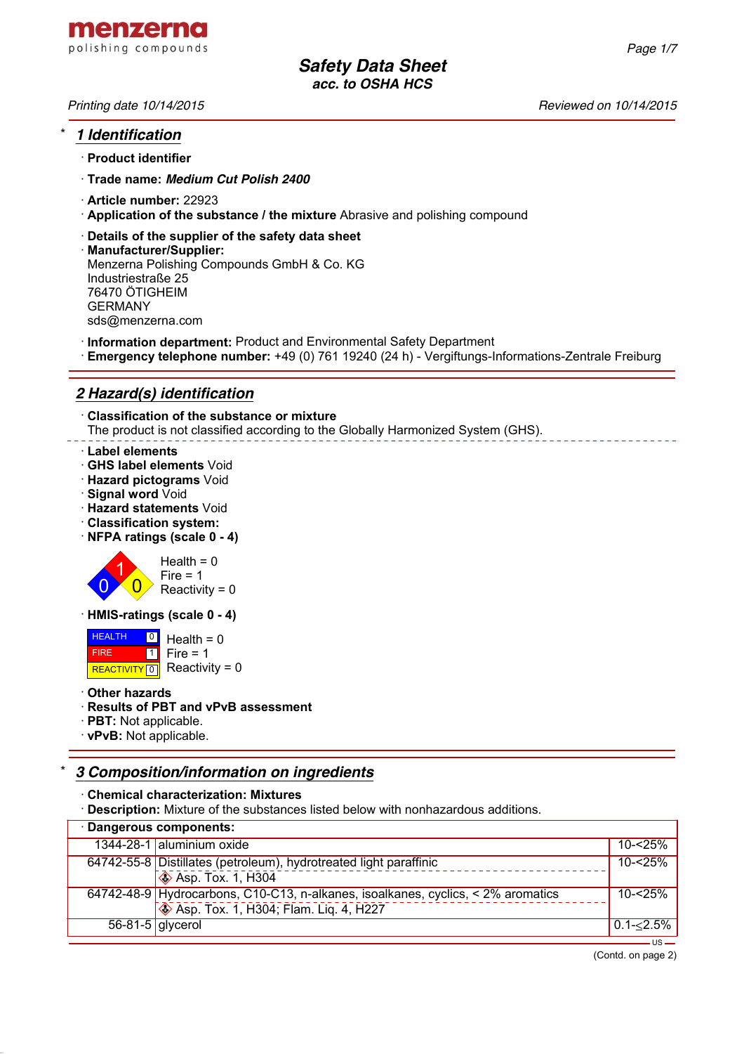menzerna
polishing compounds

# Safety Data Sheet
### acc. to OSHA HCS

*Printing date 10/14/2015* *Reviewed on 10/14/2015*

## * 1 Identification

· **Product identifier**

· **Trade name:** ***Medium Cut Polish 2400***

· **Article number:** 22923
· **Application of the substance / the mixture** Abrasive and polishing compound

· **Details of the supplier of the safety data sheet**
· **Manufacturer/Supplier:**
Menzerna Polishing Compounds GmbH & Co. KG
Industriestraße 25
76470 ÖTIGHEIM
GERMANY
sds@menzerna.com

· **Information department:** Product and Environmental Safety Department
· **Emergency telephone number:** +49 (0) 761 19240 (24 h) - Vergiftungs-Informations-Zentrale Freiburg

## 2 Hazard(s) identification

· **Classification of the substance or mixture**
The product is not classified according to the Globally Harmonized System (GHS).

· **Label elements**
· **GHS label elements** Void
· **Hazard pictograms** Void
· **Signal word** Void
· **Hazard statements** Void
· **Classification system:**
· **NFPA ratings (scale 0 - 4)**

Health = 0
Fire = 1
Reactivity = 0

· **HMIS-ratings (scale 0 - 4)**

| | | |
|---|---|---|
| HEALTH | 0 | Health = 0 |
| FIRE | 1 | Fire = 1 |
| REACTIVITY | 0 | Reactivity = 0 |

· **Other hazards**
· **Results of PBT and vPvB assessment**
· **PBT:** Not applicable.
· **vPvB:** Not applicable.

## * 3 Composition/information on ingredients

· **Chemical characterization: Mixtures**
· **Description:** Mixture of the substances listed below with nonhazardous additions.

· **Dangerous components:**

| | | |
|---|---|---|
| 1344-28-1 | aluminium oxide | 10-<25% |
| 64742-55-8 | Distillates (petroleum), hydrotreated light paraffinic<br>Asp. Tox. 1, H304 | 10-<25% |
| 64742-48-9 | Hydrocarbons, C10-C13, n-alkanes, isoalkanes, cyclics, < 2% aromatics<br>Asp. Tox. 1, H304; Flam. Liq. 4, H227 | 10-<25% |
| 56-81-5 | glycerol | 0.1-≤2.5% |

(Contd. on page 2)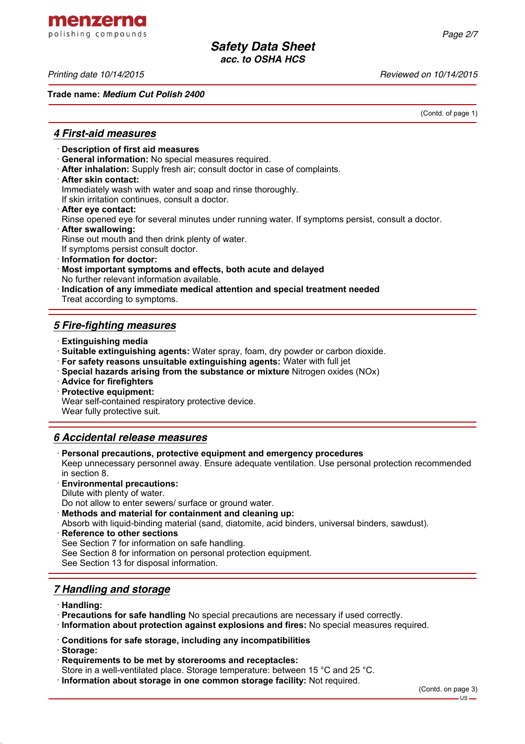Trade name: ***Medium Cut Polish 2400***

(Contd. of page 1)

## 4 First-aid measures

- **Description of first aid measures**
- **General information:** No special measures required.
- **After inhalation:** Supply fresh air; consult doctor in case of complaints.
- **After skin contact:**
  Immediately wash with water and soap and rinse thoroughly.
  If skin irritation continues, consult a doctor.
- **After eye contact:**
  Rinse opened eye for several minutes under running water. If symptoms persist, consult a doctor.
- **After swallowing:**
  Rinse out mouth and then drink plenty of water.
  If symptoms persist consult doctor.
- **Information for doctor:**
- **Most important symptoms and effects, both acute and delayed**
  No further relevant information available.
- **Indication of any immediate medical attention and special treatment needed**
  Treat according to symptoms.

## 5 Fire-fighting measures

- **Extinguishing media**
- **Suitable extinguishing agents:** Water spray, foam, dry powder or carbon dioxide.
- **For safety reasons unsuitable extinguishing agents:** Water with full jet
- **Special hazards arising from the substance or mixture** Nitrogen oxides (NOx)
- **Advice for firefighters**
- **Protective equipment:**
  Wear self-contained respiratory protective device.
  Wear fully protective suit.

## 6 Accidental release measures

- **Personal precautions, protective equipment and emergency procedures**
  Keep unnecessary personnel away. Ensure adequate ventilation. Use personal protection recommended in section 8.
- **Environmental precautions:**
  Dilute with plenty of water.
  Do not allow to enter sewers/ surface or ground water.
- **Methods and material for containment and cleaning up:**
  Absorb with liquid-binding material (sand, diatomite, acid binders, universal binders, sawdust).
- **Reference to other sections**
  See Section 7 for information on safe handling.
  See Section 8 for information on personal protection equipment.
  See Section 13 for disposal information.

## 7 Handling and storage

- **Handling:**
- **Precautions for safe handling** No special precautions are necessary if used correctly.
- **Information about protection against explosions and fires:** No special measures required.

- **Conditions for safe storage, including any incompatibilities**
- **Storage:**
- **Requirements to be met by storerooms and receptacles:**
  Store in a well-ventilated place. Storage temperature: between 15 °C and 25 °C.
- **Information about storage in one common storage facility:** Not required.

(Contd. on page 3)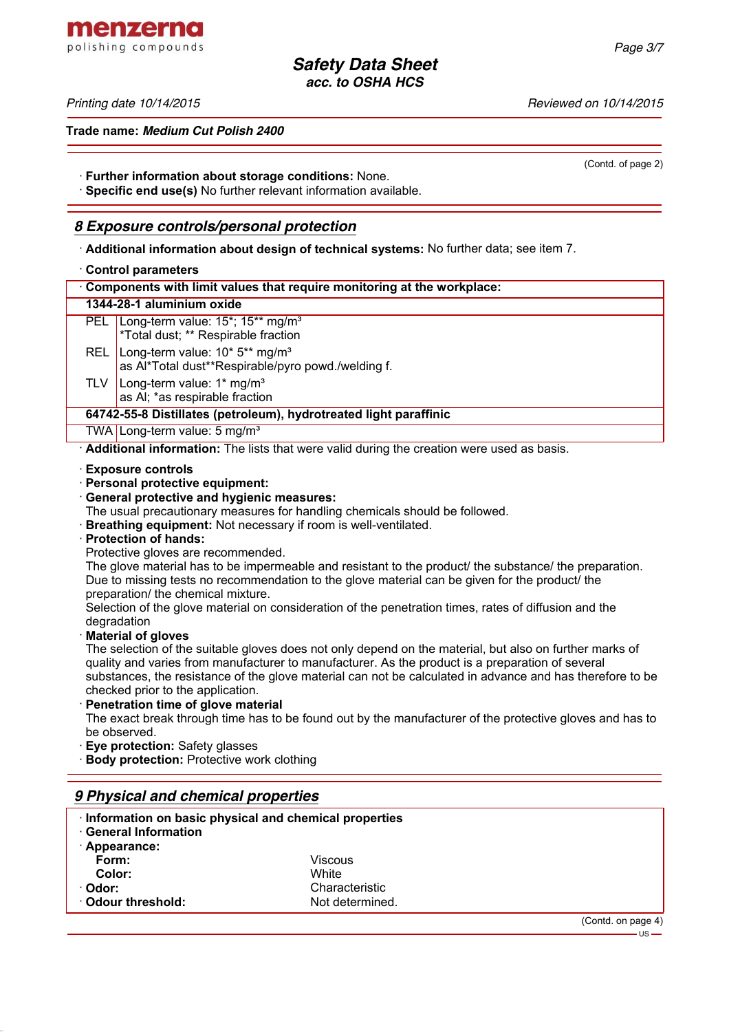(Contd. of page 2)

· **Further information about storage conditions:** None.
· **Specific end use(s)** No further relevant information available.

## 8 Exposure controls/personal protection

· **Additional information about design of technical systems:** No further data; see item 7.

· **Control parameters**

| · Components with limit values that require monitoring at the workplace: | |
|---|---|
| **1344-28-1 aluminium oxide** | |
| PEL | Long-term value: 15*; 15** mg/m³<br>*Total dust; ** Respirable fraction |
| REL | Long-term value: 10* 5** mg/m³<br>as Al*Total dust**Respirable/pyro powd./welding f. |
| TLV | Long-term value: 1* mg/m³<br>as Al; *as respirable fraction |
| **64742-55-8 Distillates (petroleum), hydrotreated light paraffinic** | |
| TWA | Long-term value: 5 mg/m³ |

· **Additional information:** The lists that were valid during the creation were used as basis.

· **Exposure controls**
· **Personal protective equipment:**
· **General protective and hygienic measures:**
The usual precautionary measures for handling chemicals should be followed.
· **Breathing equipment:** Not necessary if room is well-ventilated.
· **Protection of hands:**
Protective gloves are recommended.
The glove material has to be impermeable and resistant to the product/ the substance/ the preparation.
Due to missing tests no recommendation to the glove material can be given for the product/ the preparation/ the chemical mixture.
Selection of the glove material on consideration of the penetration times, rates of diffusion and the degradation
· **Material of gloves**
The selection of the suitable gloves does not only depend on the material, but also on further marks of quality and varies from manufacturer to manufacturer. As the product is a preparation of several substances, the resistance of the glove material can not be calculated in advance and has therefore to be checked prior to the application.
· **Penetration time of glove material**
The exact break through time has to be found out by the manufacturer of the protective gloves and has to be observed.
· **Eye protection:** Safety glasses
· **Body protection:** Protective work clothing

## 9 Physical and chemical properties

· **Information on basic physical and chemical properties**
· **General Information**
· **Appearance:**

| | |
|---|---|
| **Form:** | Viscous |
| **Color:** | White |
| · **Odor:** | Characteristic |
| · **Odour threshold:** | Not determined. |

(Contd. on page 4)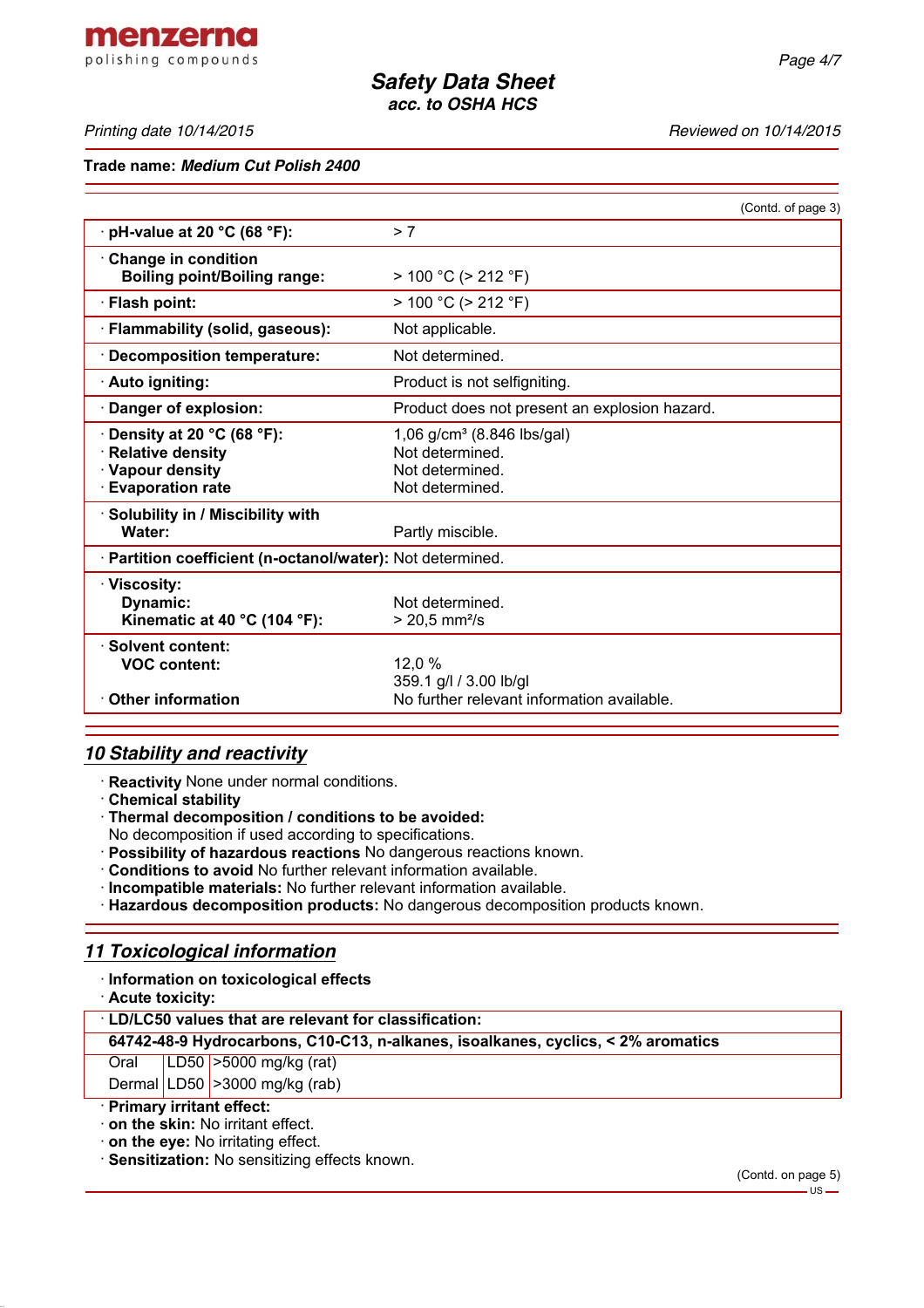Trade name: ***Medium Cut Polish 2400***

(Contd. of page 3)

| | |
|---|---|
| · **pH-value at 20 °C (68 °F):** | > 7 |
| · **Change in condition**<br>**Boiling point/Boiling range:** | > 100 °C (> 212 °F) |
| · **Flash point:** | > 100 °C (> 212 °F) |
| · **Flammability (solid, gaseous):** | Not applicable. |
| · **Decomposition temperature:** | Not determined. |
| · **Auto igniting:** | Product is not selfigniting. |
| · **Danger of explosion:** | Product does not present an explosion hazard. |
| · **Density at 20 °C (68 °F):**<br>· **Relative density**<br>· **Vapour density**<br>· **Evaporation rate** | 1,06 g/cm³ (8.846 lbs/gal)<br>Not determined.<br>Not determined.<br>Not determined. |
| · **Solubility in / Miscibility with Water:** | Partly miscible. |
| · **Partition coefficient (n-octanol/water):** | Not determined. |
| · **Viscosity:**<br>**Dynamic:**<br>**Kinematic at 40 °C (104 °F):** | <br>Not determined.<br>> 20,5 mm²/s |
| · **Solvent content:**<br>**VOC content:**<br><br>· **Other information** | <br>12,0 %<br>359.1 g/l / 3.00 lb/gl<br>No further relevant information available. |

## *10 Stability and reactivity*

· **Reactivity** None under normal conditions.
· **Chemical stability**
· **Thermal decomposition / conditions to be avoided:**
No decomposition if used according to specifications.
· **Possibility of hazardous reactions** No dangerous reactions known.
· **Conditions to avoid** No further relevant information available.
· **Incompatible materials:** No further relevant information available.
· **Hazardous decomposition products:** No dangerous decomposition products known.

## *11 Toxicological information*

· **Information on toxicological effects**
· **Acute toxicity:**

| · **LD/LC50 values that are relevant for classification:** | | |
|---|---|---|
| **64742-48-9 Hydrocarbons, C10-C13, n-alkanes, isoalkanes, cyclics, < 2% aromatics** | | |
| Oral | LD50 | >5000 mg/kg (rat) |
| Dermal | LD50 | >3000 mg/kg (rab) |

· **Primary irritant effect:**
· **on the skin:** No irritant effect.
· **on the eye:** No irritating effect.
· **Sensitization:** No sensitizing effects known.

(Contd. on page 5)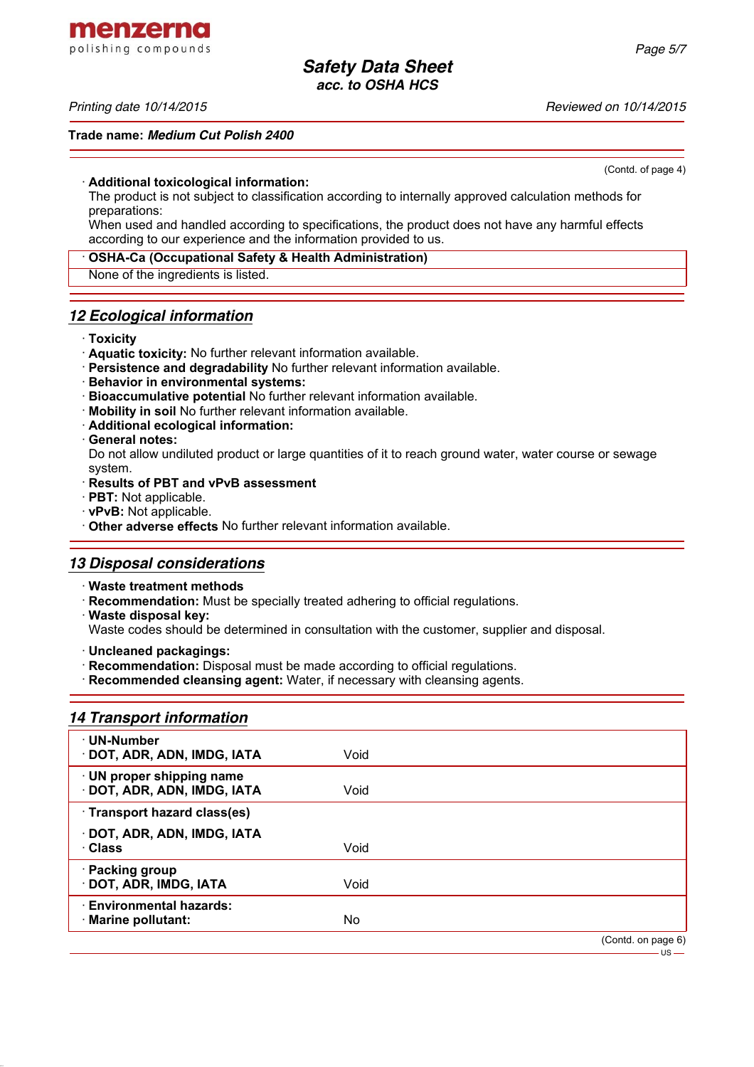(Contd. of page 4)

· **Additional toxicological information:**
The product is not subject to classification according to internally approved calculation methods for preparations:
When used and handled according to specifications, the product does not have any harmful effects according to our experience and the information provided to us.

· **OSHA-Ca (Occupational Safety & Health Administration)**
None of the ingredients is listed.

## *12 Ecological information*

· **Toxicity**
· **Aquatic toxicity:** No further relevant information available.
· **Persistence and degradability** No further relevant information available.
· **Behavior in environmental systems:**
· **Bioaccumulative potential** No further relevant information available.
· **Mobility in soil** No further relevant information available.
· **Additional ecological information:**
· **General notes:**
Do not allow undiluted product or large quantities of it to reach ground water, water course or sewage system.
· **Results of PBT and vPvB assessment**
· **PBT:** Not applicable.
· **vPvB:** Not applicable.
· **Other adverse effects** No further relevant information available.

## *13 Disposal considerations*

· **Waste treatment methods**
· **Recommendation:** Must be specially treated adhering to official regulations.
· **Waste disposal key:**
Waste codes should be determined in consultation with the customer, supplier and disposal.

· **Uncleaned packagings:**
· **Recommendation:** Disposal must be made according to official regulations.
· **Recommended cleansing agent:** Water, if necessary with cleansing agents.

## *14 Transport information*

| | |
|---|---|
| · **UN-Number**<br>· **DOT, ADR, ADN, IMDG, IATA** | Void |
| · **UN proper shipping name**<br>· **DOT, ADR, ADN, IMDG, IATA** | Void |
| · **Transport hazard class(es)**<br>· **DOT, ADR, ADN, IMDG, IATA**<br>· **Class** | Void |
| · **Packing group**<br>· **DOT, ADR, IMDG, IATA** | Void |
| · **Environmental hazards:**<br>· **Marine pollutant:** | No |

(Contd. on page 6)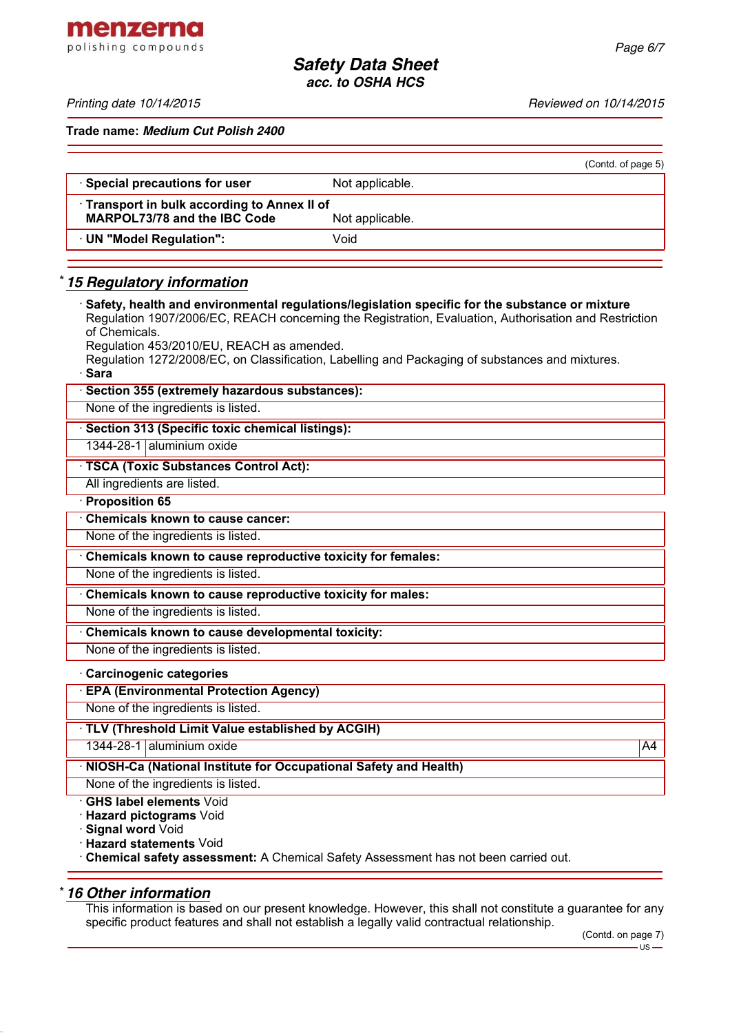(Contd. of page 5)

| · **Special precautions for user** | Not applicable. |
|---|---|
| · **Transport in bulk according to Annex II of MARPOL73/78 and the IBC Code** | Not applicable. |
| · **UN "Model Regulation":** | Void |

## * 15 Regulatory information

· **Safety, health and environmental regulations/legislation specific for the substance or mixture**
Regulation 1907/2006/EC, REACH concerning the Registration, Evaluation, Authorisation and Restriction of Chemicals.
Regulation 453/2010/EU, REACH as amended.
Regulation 1272/2008/EC, on Classification, Labelling and Packaging of substances and mixtures.

· **Sara**

· **Section 355 (extremely hazardous substances):**
None of the ingredients is listed.

· **Section 313 (Specific toxic chemical listings):**

| 1344-28-1 | aluminium oxide |
|---|---|

· **TSCA (Toxic Substances Control Act):**
All ingredients are listed.

· **Proposition 65**

· **Chemicals known to cause cancer:**
None of the ingredients is listed.

· **Chemicals known to cause reproductive toxicity for females:**
None of the ingredients is listed.

· **Chemicals known to cause reproductive toxicity for males:**
None of the ingredients is listed.

· **Chemicals known to cause developmental toxicity:**
None of the ingredients is listed.

· **Carcinogenic categories**

· **EPA (Environmental Protection Agency)**
None of the ingredients is listed.

· **TLV (Threshold Limit Value established by ACGIH)**

| 1344-28-1 | aluminium oxide | A4 |
|---|---|---|

· **NIOSH-Ca (National Institute for Occupational Safety and Health)**
None of the ingredients is listed.

· **GHS label elements** Void
· **Hazard pictograms** Void
· **Signal word** Void
· **Hazard statements** Void
· **Chemical safety assessment:** A Chemical Safety Assessment has not been carried out.

## * 16 Other information

This information is based on our present knowledge. However, this shall not constitute a guarantee for any specific product features and shall not establish a legally valid contractual relationship.

(Contd. on page 7)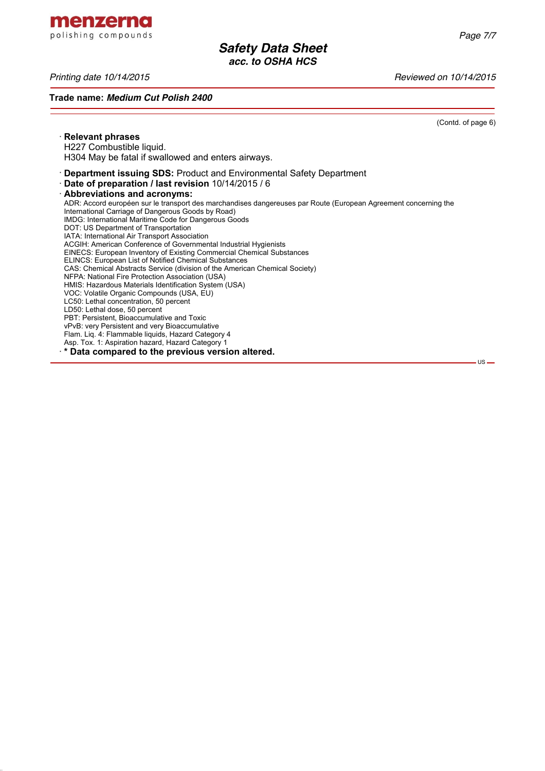(Contd. of page 6)

· **Relevant phrases**
H227 Combustible liquid.
H304 May be fatal if swallowed and enters airways.

· **Department issuing SDS:** Product and Environmental Safety Department
· **Date of preparation / last revision** 10/14/2015 / 6
· **Abbreviations and acronyms:**
ADR: Accord européen sur le transport des marchandises dangereuses par Route (European Agreement concerning the International Carriage of Dangerous Goods by Road)
IMDG: International Maritime Code for Dangerous Goods
DOT: US Department of Transportation
IATA: International Air Transport Association
ACGIH: American Conference of Governmental Industrial Hygienists
EINECS: European Inventory of Existing Commercial Chemical Substances
ELINCS: European List of Notified Chemical Substances
CAS: Chemical Abstracts Service (division of the American Chemical Society)
NFPA: National Fire Protection Association (USA)
HMIS: Hazardous Materials Identification System (USA)
VOC: Volatile Organic Compounds (USA, EU)
LC50: Lethal concentration, 50 percent
LD50: Lethal dose, 50 percent
PBT: Persistent, Bioaccumulative and Toxic
vPvB: very Persistent and very Bioaccumulative
Flam. Liq. 4: Flammable liquids, Hazard Category 4
Asp. Tox. 1: Aspiration hazard, Hazard Category 1

· **\* Data compared to the previous version altered.**

US